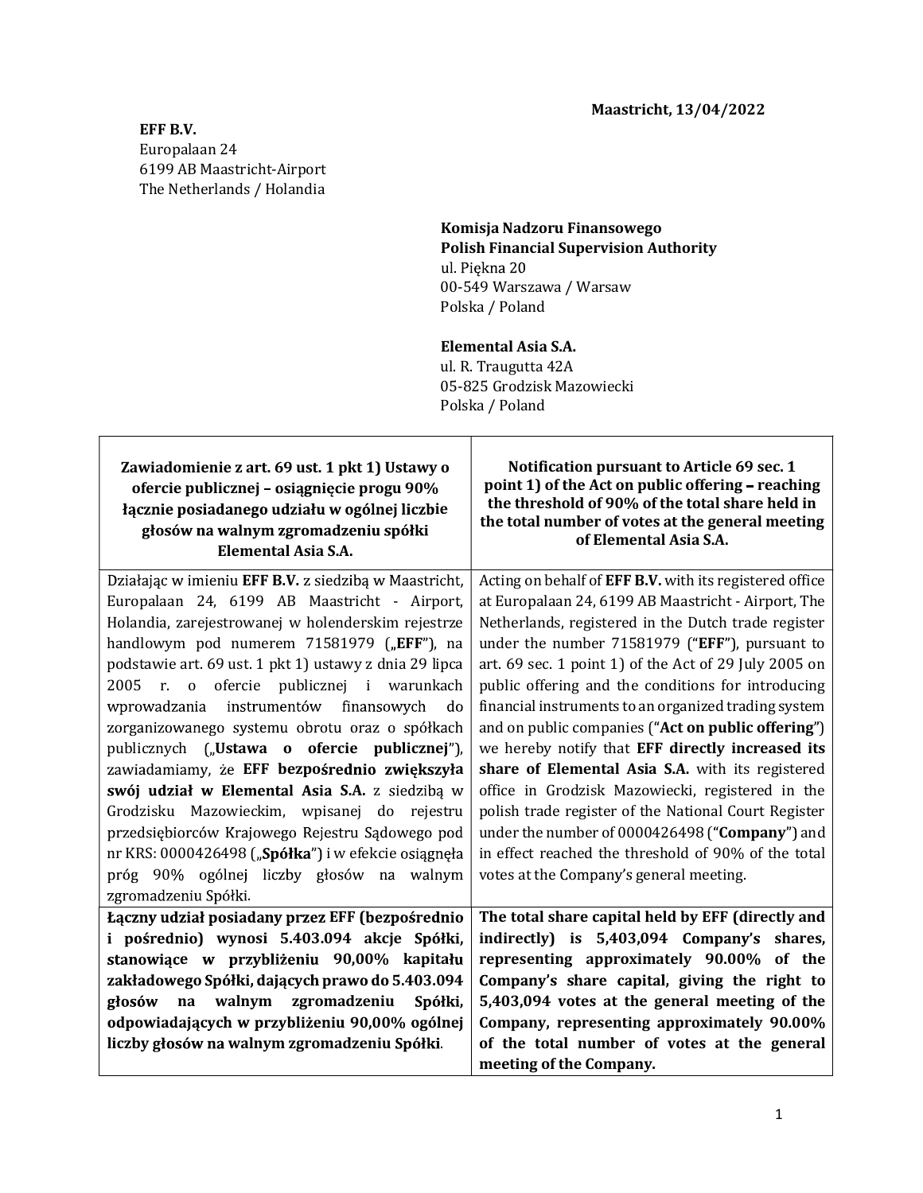**Maastricht, 13/04/2022**

**EFF B.V.**
Europalaan 24
6199 AB Maastricht-Airport
The Netherlands / Holandia

**Komisja Nadzoru Finansowego**
**Polish Financial Supervision Authority**
ul. Piękna 20
00-549 Warszawa / Warsaw
Polska / Poland

**Elemental Asia S.A.**
ul. R. Traugutta 42A
05-825 Grodzisk Mazowiecki
Polska / Poland

| **Zawiadomienie z art. 69 ust. 1 pkt 1) Ustawy o ofercie publicznej – osiągnięcie progu 90% łącznie posiadanego udziału w ogólnej liczbie głosów na walnym zgromadzeniu spółki Elemental Asia S.A.** | **Notification pursuant to Article 69 sec. 1 point 1) of the Act on public offering – reaching the threshold of 90% of the total share held in the total number of votes at the general meeting of Elemental Asia S.A.** |
| --- | --- |
| Działając w imieniu **EFF B.V.** z siedzibą w Maastricht, Europalaan 24, 6199 AB Maastricht - Airport, Holandia, zarejestrowanej w holenderskim rejestrze handlowym pod numerem 71581979 („**EFF**"), na podstawie art. 69 ust. 1 pkt 1) ustawy z dnia 29 lipca 2005 r. o ofercie publicznej i warunkach wprowadzania instrumentów finansowych do zorganizowanego systemu obrotu oraz o spółkach publicznych („**Ustawa o ofercie publicznej**"), zawiadamiamy, że **EFF bezpośrednio zwiększyła swój udział w Elemental Asia S.A.** z siedzibą w Grodzisku Mazowieckim, wpisanej do rejestru przedsiębiorców Krajowego Rejestru Sądowego pod nr KRS: 0000426498 („**Spółka**") i w efekcie osiągnęła próg 90% ogólnej liczby głosów na walnym zgromadzeniu Spółki. | Acting on behalf of **EFF B.V.** with its registered office at Europalaan 24, 6199 AB Maastricht - Airport, The Netherlands, registered in the Dutch trade register under the number 71581979 ("**EFF**"), pursuant to art. 69 sec. 1 point 1) of the Act of 29 July 2005 on public offering and the conditions for introducing financial instruments to an organized trading system and on public companies ("**Act on public offering**") we hereby notify that **EFF directly increased its share of Elemental Asia S.A.** with its registered office in Grodzisk Mazowiecki, registered in the polish trade register of the National Court Register under the number of 0000426498 ("**Company**") and in effect reached the threshold of 90% of the total votes at the Company's general meeting. |
| **Łączny udział posiadany przez EFF (bezpośrednio i pośrednio) wynosi 5.403.094 akcje Spółki, stanowiące w przybliżeniu 90,00% kapitału zakładowego Spółki, dających prawo do 5.403.094 głosów na walnym zgromadzeniu Spółki, odpowiadających w przybliżeniu 90,00% ogólnej liczby głosów na walnym zgromadzeniu Spółki.** | **The total share capital held by EFF (directly and indirectly) is 5,403,094 Company's shares, representing approximately 90.00% of the Company's share capital, giving the right to 5,403,094 votes at the general meeting of the Company, representing approximately 90.00% of the total number of votes at the general meeting of the Company.** |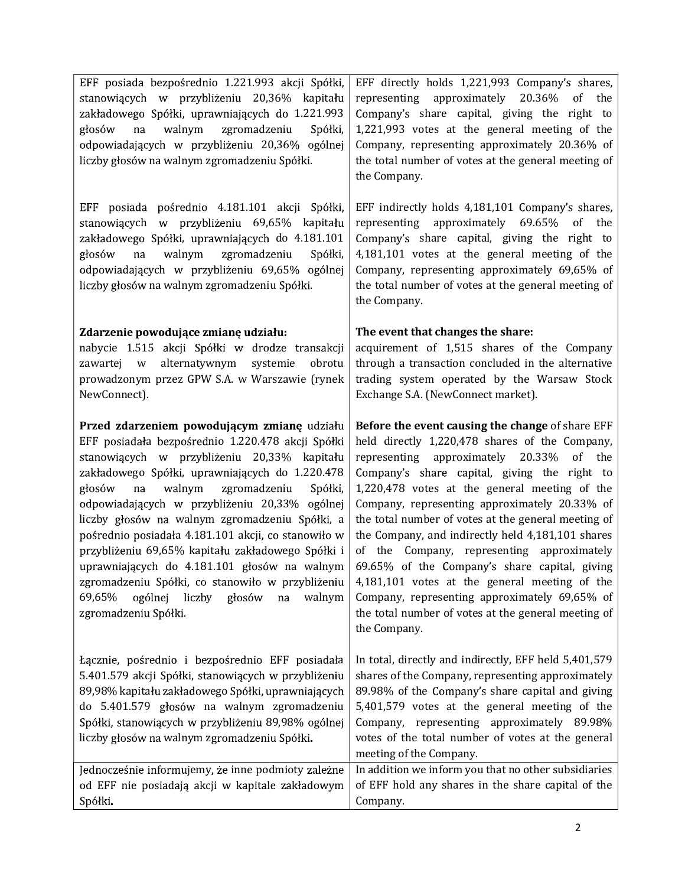| | |
|---|---|
| EFF posiada bezpośrednio 1.221.993 akcji Spółki, stanowiących w przybliżeniu 20,36% kapitału zakładowego Spółki, uprawniających do 1.221.993 głosów na walnym zgromadzeniu Spółki, odpowiadających w przybliżeniu 20,36% ogólnej liczby głosów na walnym zgromadzeniu Spółki.<br><br>EFF posiada pośrednio 4.181.101 akcji Spółki, stanowiących w przybliżeniu 69,65% kapitału zakładowego Spółki, uprawniających do 4.181.101 głosów na walnym zgromadzeniu Spółki, odpowiadających w przybliżeniu 69,65% ogólnej liczby głosów na walnym zgromadzeniu Spółki.<br><br>**Zdarzenie powodujące zmianę udziału:**<br>nabycie 1.515 akcji Spółki w drodze transakcji zawartej w alternatywnym systemie obrotu prowadzonym przez GPW S.A. w Warszawie (rynek NewConnect).<br><br>**Przed zdarzeniem powodującym zmianę** udziału EFF posiadała bezpośrednio 1.220.478 akcji Spółki stanowiących w przybliżeniu 20,33% kapitału zakładowego Spółki, uprawniających do 1.220.478 głosów na walnym zgromadzeniu Spółki, odpowiadających w przybliżeniu 20,33% ogólnej liczby głosów na walnym zgromadzeniu Spółki, a pośrednio posiadała 4.181.101 akcji, co stanowiło w przybliżeniu 69,65% kapitału zakładowego Spółki i uprawniających do 4.181.101 głosów na walnym zgromadzeniu Spółki, co stanowiło w przybliżeniu 69,65% ogólnej liczby głosów na walnym zgromadzeniu Spółki.<br><br>Łącznie, pośrednio i bezpośrednio EFF posiadała 5.401.579 akcji Spółki, stanowiących w przybliżeniu 89,98% kapitału zakładowego Spółki, uprawniających do 5.401.579 głosów na walnym zgromadzeniu Spółki, stanowiących w przybliżeniu 89,98% ogólnej liczby głosów na walnym zgromadzeniu Spółki**.** | EFF directly holds 1,221,993 Company's shares, representing approximately 20.36% of the Company's share capital, giving the right to 1,221,993 votes at the general meeting of the Company, representing approximately 20.36% of the total number of votes at the general meeting of the Company.<br><br>EFF indirectly holds 4,181,101 Company's shares, representing approximately 69.65% of the Company's share capital, giving the right to 4,181,101 votes at the general meeting of the Company, representing approximately 69,65% of the total number of votes at the general meeting of the Company.<br><br>**The event that changes the share:**<br>acquirement of 1,515 shares of the Company through a transaction concluded in the alternative trading system operated by the Warsaw Stock Exchange S.A. (NewConnect market).<br><br>**Before the event causing the change** of share EFF held directly 1,220,478 shares of the Company, representing approximately 20.33% of the Company's share capital, giving the right to 1,220,478 votes at the general meeting of the Company, representing approximately 20.33% of the total number of votes at the general meeting of the Company, and indirectly held 4,181,101 shares of the Company, representing approximately 69.65% of the Company's share capital, giving 4,181,101 votes at the general meeting of the Company, representing approximately 69,65% of the total number of votes at the general meeting of the Company.<br><br>In total, directly and indirectly, EFF held 5,401,579 shares of the Company, representing approximately 89.98% of the Company's share capital and giving 5,401,579 votes at the general meeting of the Company, representing approximately 89.98% votes of the total number of votes at the general meeting of the Company. |
| Jednocześnie informujemy, że inne podmioty zależne od EFF nie posiadają akcji w kapitale zakładowym Spółki**.** | In addition we inform you that no other subsidiaries of EFF hold any shares in the share capital of the Company. |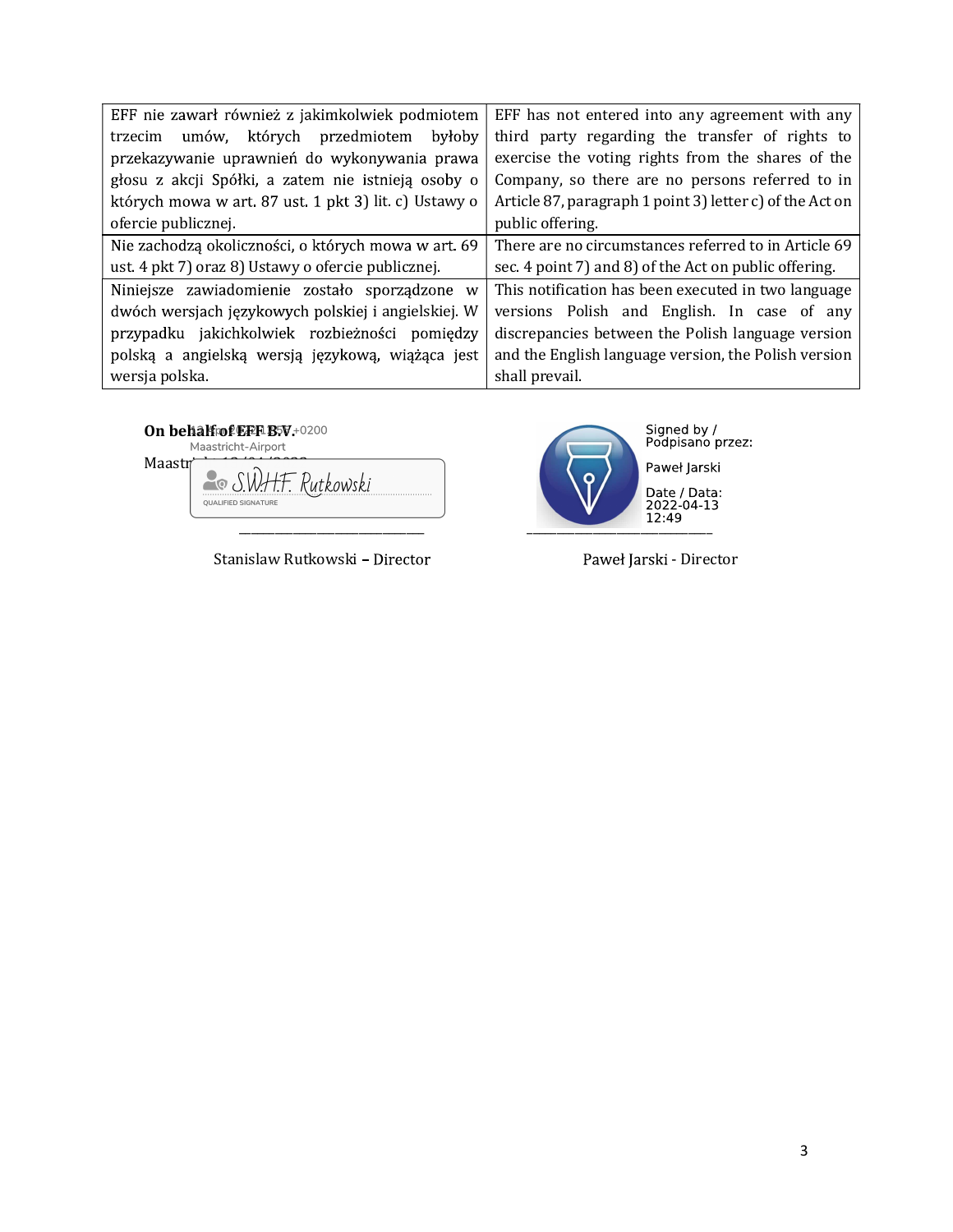| | |
|---|---|
| EFF nie zawarł również z jakimkolwiek podmiotem trzecim umów, których przedmiotem byłoby przekazywanie uprawnień do wykonywania prawa głosu z akcji Spółki, a zatem nie istnieją osoby o których mowa w art. 87 ust. 1 pkt 3) lit. c) Ustawy o ofercie publicznej. | EFF has not entered into any agreement with any third party regarding the transfer of rights to exercise the voting rights from the shares of the Company, so there are no persons referred to in Article 87, paragraph 1 point 3) letter c) of the Act on public offering. |
| Nie zachodzą okoliczności, o których mowa w art. 69 ust. 4 pkt 7) oraz 8) Ustawy o ofercie publicznej. | There are no circumstances referred to in Article 69 sec. 4 point 7) and 8) of the Act on public offering. |
| Niniejsze zawiadomienie zostało sporządzone w dwóch wersjach językowych polskiej i angielskiej. W przypadku jakichkolwiek rozbieżności pomiędzy polską a angielską wersją językową, wiążąca jest wersja polska. | This notification has been executed in two language versions Polish and English. In case of any discrepancies between the Polish language version and the English language version, the Polish version shall prevail. |

**On behalf of EFF B.V.**

Maastricht-Airport

S.W.H.F. Rutkowski
QUALIFIED SIGNATURE

Signed by / Podpisano przez:
Paweł Jarski
Date / Data: 2022-04-13 12:49

Stanislaw Rutkowski – Director

Paweł Jarski - Director